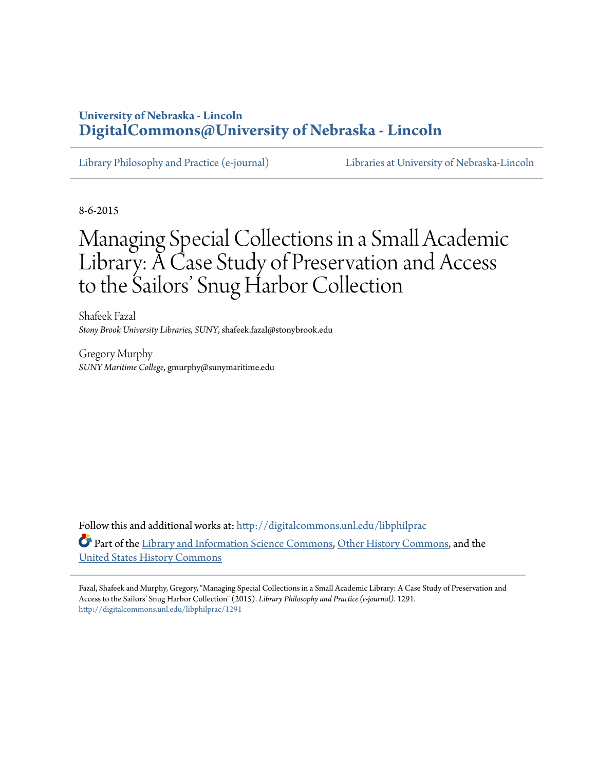**University of Nebraska - Lincoln**
**DigitalCommons@University of Nebraska - Lincoln**

Library Philosophy and Practice (e-journal) | Libraries at University of Nebraska-Lincoln

8-6-2015

# Managing Special Collections in a Small Academic Library: A Case Study of Preservation and Access to the Sailors' Snug Harbor Collection

Shafeek Fazal
*Stony Brook University Libraries, SUNY*, shafeek.fazal@stonybrook.edu

Gregory Murphy
*SUNY Maritime College*, gmurphy@sunymaritime.edu

Follow this and additional works at: http://digitalcommons.unl.edu/libphilprac

Part of the Library and Information Science Commons, Other History Commons, and the United States History Commons

Fazal, Shafeek and Murphy, Gregory, "Managing Special Collections in a Small Academic Library: A Case Study of Preservation and Access to the Sailors' Snug Harbor Collection" (2015). *Library Philosophy and Practice (e-journal)*. 1291.
http://digitalcommons.unl.edu/libphilprac/1291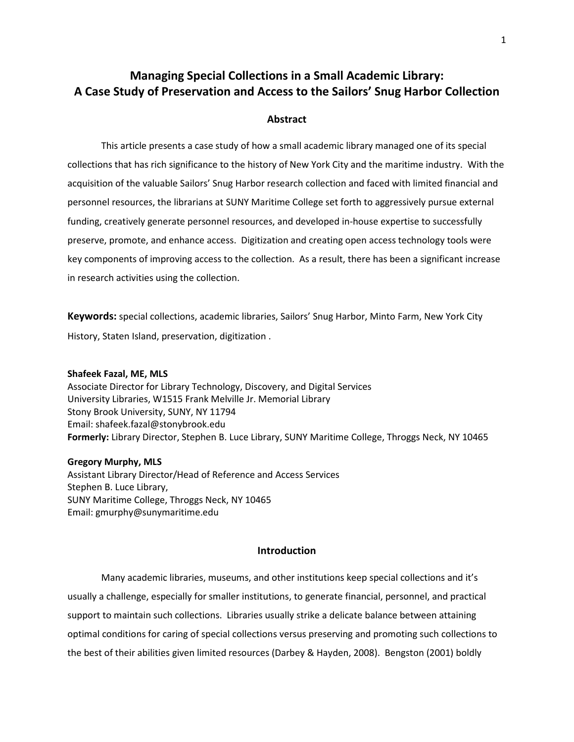# Managing Special Collections in a Small Academic Library: A Case Study of Preservation and Access to the Sailors' Snug Harbor Collection

## Abstract

This article presents a case study of how a small academic library managed one of its special collections that has rich significance to the history of New York City and the maritime industry. With the acquisition of the valuable Sailors' Snug Harbor research collection and faced with limited financial and personnel resources, the librarians at SUNY Maritime College set forth to aggressively pursue external funding, creatively generate personnel resources, and developed in-house expertise to successfully preserve, promote, and enhance access. Digitization and creating open access technology tools were key components of improving access to the collection. As a result, there has been a significant increase in research activities using the collection.

**Keywords:** special collections, academic libraries, Sailors' Snug Harbor, Minto Farm, New York City History, Staten Island, preservation, digitization .

**Shafeek Fazal, ME, MLS**
Associate Director for Library Technology, Discovery, and Digital Services
University Libraries, W1515 Frank Melville Jr. Memorial Library
Stony Brook University, SUNY, NY 11794
Email: shafeek.fazal@stonybrook.edu
**Formerly:** Library Director, Stephen B. Luce Library, SUNY Maritime College, Throggs Neck, NY 10465

**Gregory Murphy, MLS**
Assistant Library Director/Head of Reference and Access Services
Stephen B. Luce Library,
SUNY Maritime College, Throggs Neck, NY 10465
Email: gmurphy@sunymaritime.edu

## Introduction

Many academic libraries, museums, and other institutions keep special collections and it's usually a challenge, especially for smaller institutions, to generate financial, personnel, and practical support to maintain such collections. Libraries usually strike a delicate balance between attaining optimal conditions for caring of special collections versus preserving and promoting such collections to the best of their abilities given limited resources (Darbey & Hayden, 2008). Bengston (2001) boldly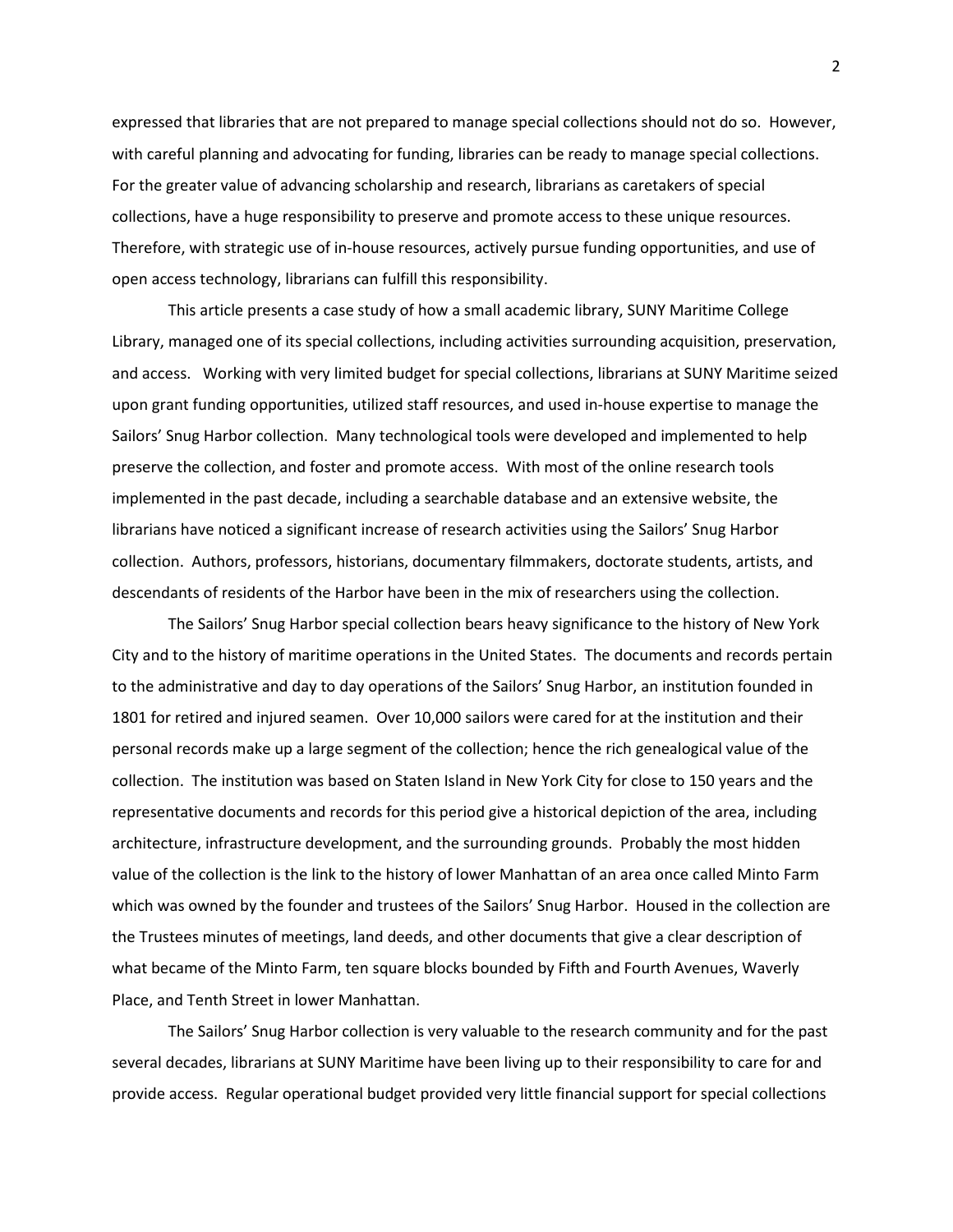expressed that libraries that are not prepared to manage special collections should not do so. However, with careful planning and advocating for funding, libraries can be ready to manage special collections. For the greater value of advancing scholarship and research, librarians as caretakers of special collections, have a huge responsibility to preserve and promote access to these unique resources. Therefore, with strategic use of in-house resources, actively pursue funding opportunities, and use of open access technology, librarians can fulfill this responsibility.

This article presents a case study of how a small academic library, SUNY Maritime College Library, managed one of its special collections, including activities surrounding acquisition, preservation, and access. Working with very limited budget for special collections, librarians at SUNY Maritime seized upon grant funding opportunities, utilized staff resources, and used in-house expertise to manage the Sailors' Snug Harbor collection. Many technological tools were developed and implemented to help preserve the collection, and foster and promote access. With most of the online research tools implemented in the past decade, including a searchable database and an extensive website, the librarians have noticed a significant increase of research activities using the Sailors' Snug Harbor collection. Authors, professors, historians, documentary filmmakers, doctorate students, artists, and descendants of residents of the Harbor have been in the mix of researchers using the collection.

The Sailors' Snug Harbor special collection bears heavy significance to the history of New York City and to the history of maritime operations in the United States. The documents and records pertain to the administrative and day to day operations of the Sailors' Snug Harbor, an institution founded in 1801 for retired and injured seamen. Over 10,000 sailors were cared for at the institution and their personal records make up a large segment of the collection; hence the rich genealogical value of the collection. The institution was based on Staten Island in New York City for close to 150 years and the representative documents and records for this period give a historical depiction of the area, including architecture, infrastructure development, and the surrounding grounds. Probably the most hidden value of the collection is the link to the history of lower Manhattan of an area once called Minto Farm which was owned by the founder and trustees of the Sailors' Snug Harbor. Housed in the collection are the Trustees minutes of meetings, land deeds, and other documents that give a clear description of what became of the Minto Farm, ten square blocks bounded by Fifth and Fourth Avenues, Waverly Place, and Tenth Street in lower Manhattan.

The Sailors' Snug Harbor collection is very valuable to the research community and for the past several decades, librarians at SUNY Maritime have been living up to their responsibility to care for and provide access. Regular operational budget provided very little financial support for special collections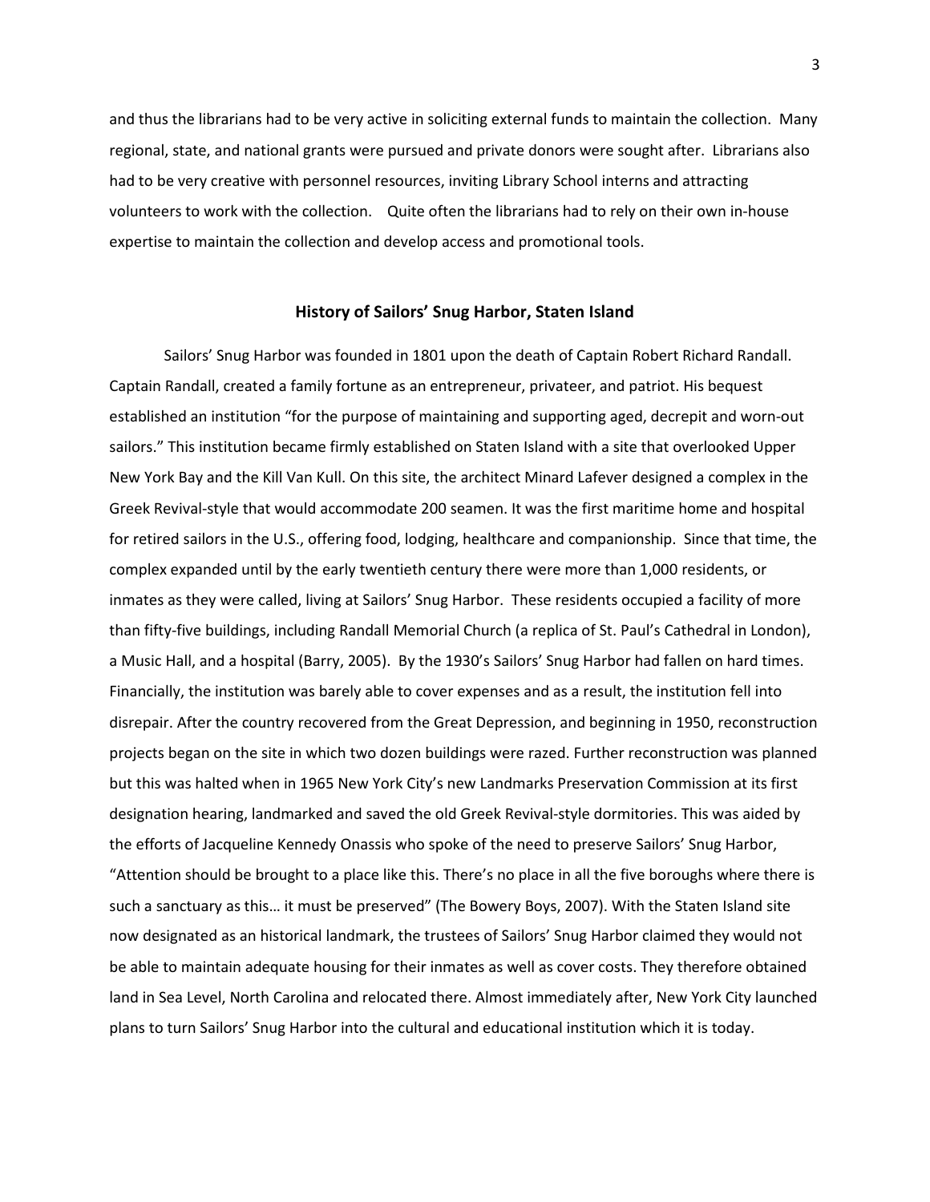and thus the librarians had to be very active in soliciting external funds to maintain the collection. Many regional, state, and national grants were pursued and private donors were sought after. Librarians also had to be very creative with personnel resources, inviting Library School interns and attracting volunteers to work with the collection. Quite often the librarians had to rely on their own in-house expertise to maintain the collection and develop access and promotional tools.

## History of Sailors' Snug Harbor, Staten Island

Sailors' Snug Harbor was founded in 1801 upon the death of Captain Robert Richard Randall. Captain Randall, created a family fortune as an entrepreneur, privateer, and patriot. His bequest established an institution "for the purpose of maintaining and supporting aged, decrepit and worn-out sailors." This institution became firmly established on Staten Island with a site that overlooked Upper New York Bay and the Kill Van Kull. On this site, the architect Minard Lafever designed a complex in the Greek Revival-style that would accommodate 200 seamen. It was the first maritime home and hospital for retired sailors in the U.S., offering food, lodging, healthcare and companionship. Since that time, the complex expanded until by the early twentieth century there were more than 1,000 residents, or inmates as they were called, living at Sailors' Snug Harbor. These residents occupied a facility of more than fifty-five buildings, including Randall Memorial Church (a replica of St. Paul's Cathedral in London), a Music Hall, and a hospital (Barry, 2005). By the 1930's Sailors' Snug Harbor had fallen on hard times. Financially, the institution was barely able to cover expenses and as a result, the institution fell into disrepair. After the country recovered from the Great Depression, and beginning in 1950, reconstruction projects began on the site in which two dozen buildings were razed. Further reconstruction was planned but this was halted when in 1965 New York City's new Landmarks Preservation Commission at its first designation hearing, landmarked and saved the old Greek Revival-style dormitories. This was aided by the efforts of Jacqueline Kennedy Onassis who spoke of the need to preserve Sailors' Snug Harbor, "Attention should be brought to a place like this. There's no place in all the five boroughs where there is such a sanctuary as this… it must be preserved" (The Bowery Boys, 2007). With the Staten Island site now designated as an historical landmark, the trustees of Sailors' Snug Harbor claimed they would not be able to maintain adequate housing for their inmates as well as cover costs. They therefore obtained land in Sea Level, North Carolina and relocated there. Almost immediately after, New York City launched plans to turn Sailors' Snug Harbor into the cultural and educational institution which it is today.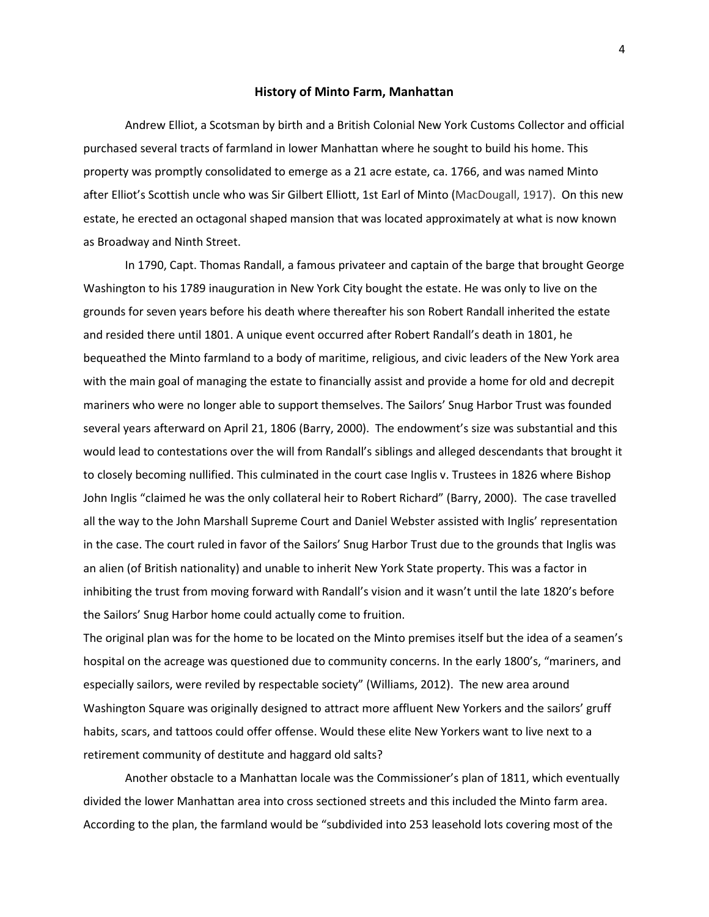## History of Minto Farm, Manhattan

Andrew Elliot, a Scotsman by birth and a British Colonial New York Customs Collector and official purchased several tracts of farmland in lower Manhattan where he sought to build his home. This property was promptly consolidated to emerge as a 21 acre estate, ca. 1766, and was named Minto after Elliot's Scottish uncle who was Sir Gilbert Elliott, 1st Earl of Minto (MacDougall, 1917). On this new estate, he erected an octagonal shaped mansion that was located approximately at what is now known as Broadway and Ninth Street.

In 1790, Capt. Thomas Randall, a famous privateer and captain of the barge that brought George Washington to his 1789 inauguration in New York City bought the estate. He was only to live on the grounds for seven years before his death where thereafter his son Robert Randall inherited the estate and resided there until 1801. A unique event occurred after Robert Randall's death in 1801, he bequeathed the Minto farmland to a body of maritime, religious, and civic leaders of the New York area with the main goal of managing the estate to financially assist and provide a home for old and decrepit mariners who were no longer able to support themselves. The Sailors' Snug Harbor Trust was founded several years afterward on April 21, 1806 (Barry, 2000). The endowment's size was substantial and this would lead to contestations over the will from Randall's siblings and alleged descendants that brought it to closely becoming nullified. This culminated in the court case Inglis v. Trustees in 1826 where Bishop John Inglis "claimed he was the only collateral heir to Robert Richard" (Barry, 2000). The case travelled all the way to the John Marshall Supreme Court and Daniel Webster assisted with Inglis' representation in the case. The court ruled in favor of the Sailors' Snug Harbor Trust due to the grounds that Inglis was an alien (of British nationality) and unable to inherit New York State property. This was a factor in inhibiting the trust from moving forward with Randall's vision and it wasn't until the late 1820's before the Sailors' Snug Harbor home could actually come to fruition.

The original plan was for the home to be located on the Minto premises itself but the idea of a seamen's hospital on the acreage was questioned due to community concerns. In the early 1800's, "mariners, and especially sailors, were reviled by respectable society" (Williams, 2012). The new area around Washington Square was originally designed to attract more affluent New Yorkers and the sailors' gruff habits, scars, and tattoos could offer offense. Would these elite New Yorkers want to live next to a retirement community of destitute and haggard old salts?

Another obstacle to a Manhattan locale was the Commissioner's plan of 1811, which eventually divided the lower Manhattan area into cross sectioned streets and this included the Minto farm area. According to the plan, the farmland would be "subdivided into 253 leasehold lots covering most of the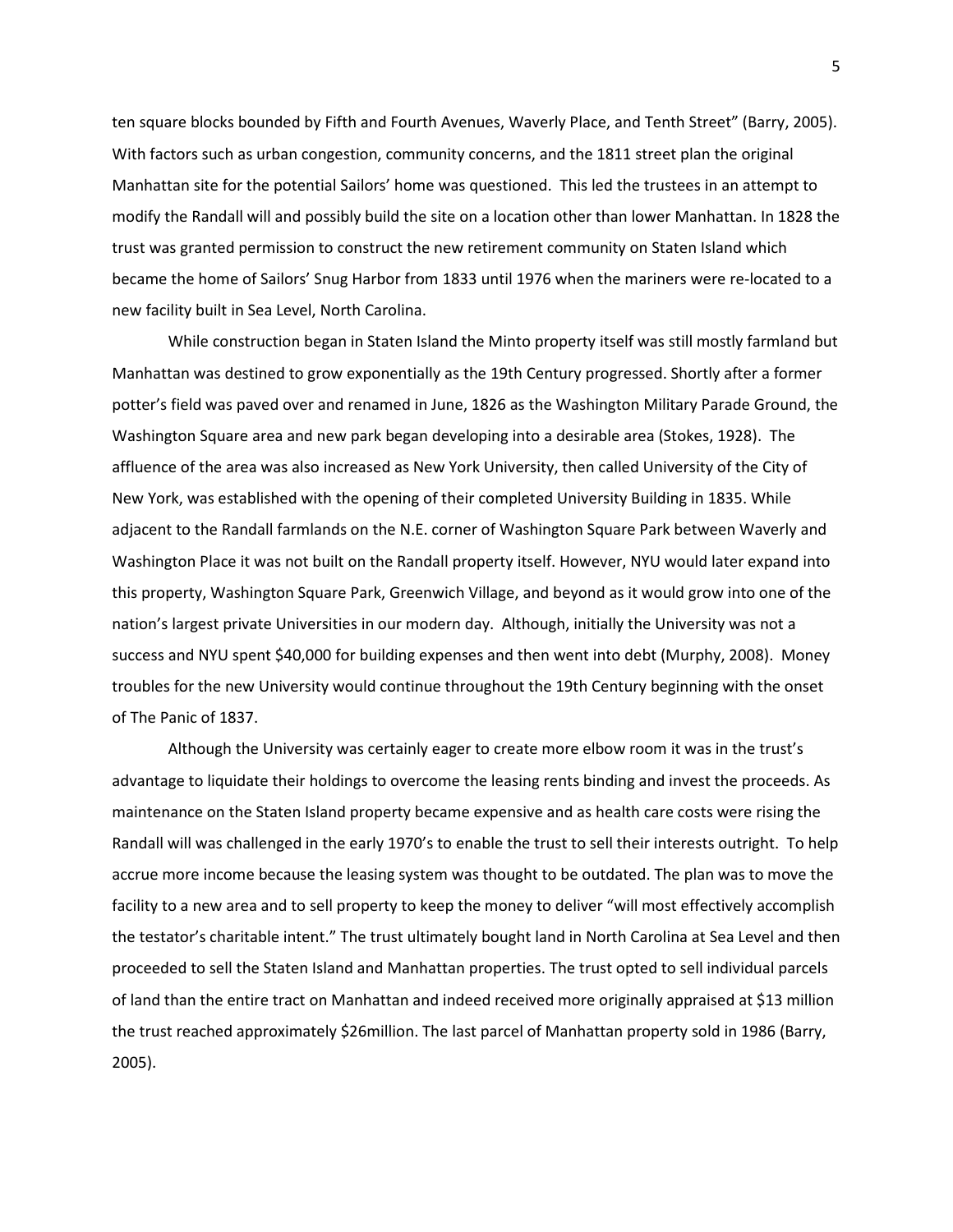ten square blocks bounded by Fifth and Fourth Avenues, Waverly Place, and Tenth Street" (Barry, 2005). With factors such as urban congestion, community concerns, and the 1811 street plan the original Manhattan site for the potential Sailors' home was questioned. This led the trustees in an attempt to modify the Randall will and possibly build the site on a location other than lower Manhattan. In 1828 the trust was granted permission to construct the new retirement community on Staten Island which became the home of Sailors' Snug Harbor from 1833 until 1976 when the mariners were re-located to a new facility built in Sea Level, North Carolina.

While construction began in Staten Island the Minto property itself was still mostly farmland but Manhattan was destined to grow exponentially as the 19th Century progressed. Shortly after a former potter's field was paved over and renamed in June, 1826 as the Washington Military Parade Ground, the Washington Square area and new park began developing into a desirable area (Stokes, 1928). The affluence of the area was also increased as New York University, then called University of the City of New York, was established with the opening of their completed University Building in 1835. While adjacent to the Randall farmlands on the N.E. corner of Washington Square Park between Waverly and Washington Place it was not built on the Randall property itself. However, NYU would later expand into this property, Washington Square Park, Greenwich Village, and beyond as it would grow into one of the nation's largest private Universities in our modern day. Although, initially the University was not a success and NYU spent $40,000 for building expenses and then went into debt (Murphy, 2008). Money troubles for the new University would continue throughout the 19th Century beginning with the onset of The Panic of 1837.

Although the University was certainly eager to create more elbow room it was in the trust's advantage to liquidate their holdings to overcome the leasing rents binding and invest the proceeds. As maintenance on the Staten Island property became expensive and as health care costs were rising the Randall will was challenged in the early 1970's to enable the trust to sell their interests outright. To help accrue more income because the leasing system was thought to be outdated. The plan was to move the facility to a new area and to sell property to keep the money to deliver "will most effectively accomplish the testator's charitable intent." The trust ultimately bought land in North Carolina at Sea Level and then proceeded to sell the Staten Island and Manhattan properties. The trust opted to sell individual parcels of land than the entire tract on Manhattan and indeed received more originally appraised at $13 million the trust reached approximately $26million. The last parcel of Manhattan property sold in 1986 (Barry, 2005).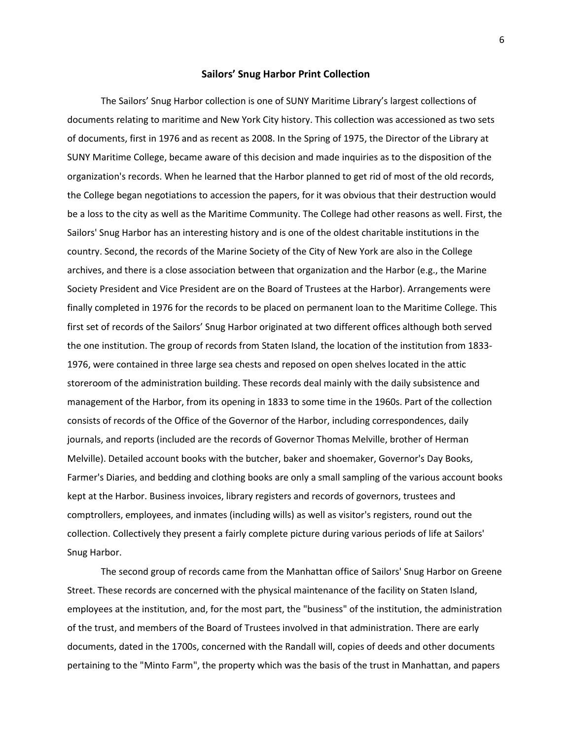## Sailors' Snug Harbor Print Collection

The Sailors' Snug Harbor collection is one of SUNY Maritime Library's largest collections of documents relating to maritime and New York City history. This collection was accessioned as two sets of documents, first in 1976 and as recent as 2008. In the Spring of 1975, the Director of the Library at SUNY Maritime College, became aware of this decision and made inquiries as to the disposition of the organization's records. When he learned that the Harbor planned to get rid of most of the old records, the College began negotiations to accession the papers, for it was obvious that their destruction would be a loss to the city as well as the Maritime Community. The College had other reasons as well. First, the Sailors' Snug Harbor has an interesting history and is one of the oldest charitable institutions in the country. Second, the records of the Marine Society of the City of New York are also in the College archives, and there is a close association between that organization and the Harbor (e.g., the Marine Society President and Vice President are on the Board of Trustees at the Harbor). Arrangements were finally completed in 1976 for the records to be placed on permanent loan to the Maritime College. This first set of records of the Sailors' Snug Harbor originated at two different offices although both served the one institution. The group of records from Staten Island, the location of the institution from 1833-1976, were contained in three large sea chests and reposed on open shelves located in the attic storeroom of the administration building. These records deal mainly with the daily subsistence and management of the Harbor, from its opening in 1833 to some time in the 1960s. Part of the collection consists of records of the Office of the Governor of the Harbor, including correspondences, daily journals, and reports (included are the records of Governor Thomas Melville, brother of Herman Melville). Detailed account books with the butcher, baker and shoemaker, Governor's Day Books, Farmer's Diaries, and bedding and clothing books are only a small sampling of the various account books kept at the Harbor. Business invoices, library registers and records of governors, trustees and comptrollers, employees, and inmates (including wills) as well as visitor's registers, round out the collection. Collectively they present a fairly complete picture during various periods of life at Sailors' Snug Harbor.

The second group of records came from the Manhattan office of Sailors' Snug Harbor on Greene Street. These records are concerned with the physical maintenance of the facility on Staten Island, employees at the institution, and, for the most part, the "business" of the institution, the administration of the trust, and members of the Board of Trustees involved in that administration. There are early documents, dated in the 1700s, concerned with the Randall will, copies of deeds and other documents pertaining to the "Minto Farm", the property which was the basis of the trust in Manhattan, and papers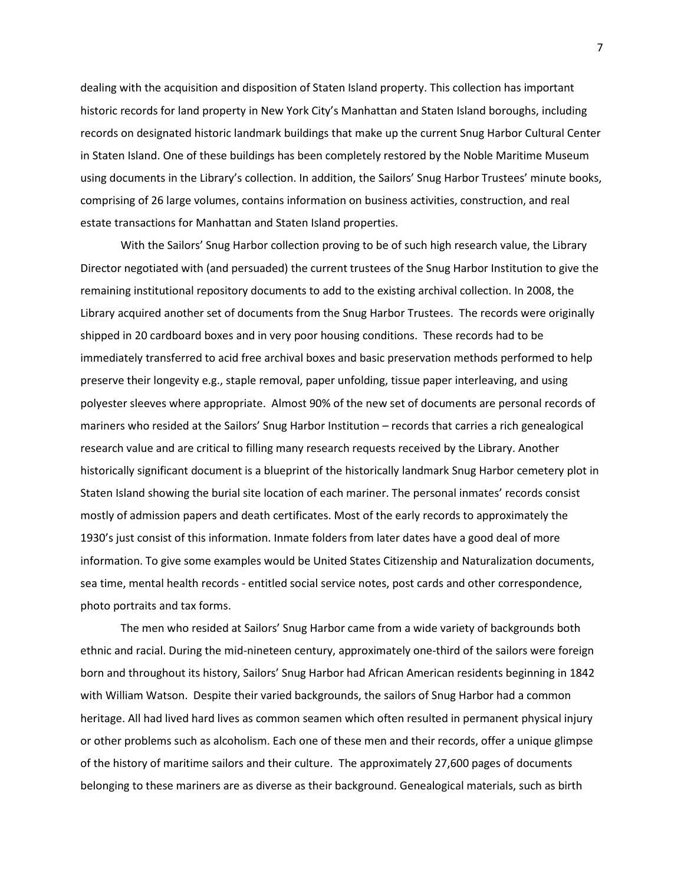dealing with the acquisition and disposition of Staten Island property. This collection has important historic records for land property in New York City's Manhattan and Staten Island boroughs, including records on designated historic landmark buildings that make up the current Snug Harbor Cultural Center in Staten Island. One of these buildings has been completely restored by the Noble Maritime Museum using documents in the Library's collection. In addition, the Sailors' Snug Harbor Trustees' minute books, comprising of 26 large volumes, contains information on business activities, construction, and real estate transactions for Manhattan and Staten Island properties.

With the Sailors' Snug Harbor collection proving to be of such high research value, the Library Director negotiated with (and persuaded) the current trustees of the Snug Harbor Institution to give the remaining institutional repository documents to add to the existing archival collection. In 2008, the Library acquired another set of documents from the Snug Harbor Trustees. The records were originally shipped in 20 cardboard boxes and in very poor housing conditions. These records had to be immediately transferred to acid free archival boxes and basic preservation methods performed to help preserve their longevity e.g., staple removal, paper unfolding, tissue paper interleaving, and using polyester sleeves where appropriate. Almost 90% of the new set of documents are personal records of mariners who resided at the Sailors' Snug Harbor Institution – records that carries a rich genealogical research value and are critical to filling many research requests received by the Library. Another historically significant document is a blueprint of the historically landmark Snug Harbor cemetery plot in Staten Island showing the burial site location of each mariner. The personal inmates' records consist mostly of admission papers and death certificates. Most of the early records to approximately the 1930's just consist of this information. Inmate folders from later dates have a good deal of more information. To give some examples would be United States Citizenship and Naturalization documents, sea time, mental health records - entitled social service notes, post cards and other correspondence, photo portraits and tax forms.

The men who resided at Sailors' Snug Harbor came from a wide variety of backgrounds both ethnic and racial. During the mid-nineteen century, approximately one-third of the sailors were foreign born and throughout its history, Sailors' Snug Harbor had African American residents beginning in 1842 with William Watson. Despite their varied backgrounds, the sailors of Snug Harbor had a common heritage. All had lived hard lives as common seamen which often resulted in permanent physical injury or other problems such as alcoholism. Each one of these men and their records, offer a unique glimpse of the history of maritime sailors and their culture. The approximately 27,600 pages of documents belonging to these mariners are as diverse as their background. Genealogical materials, such as birth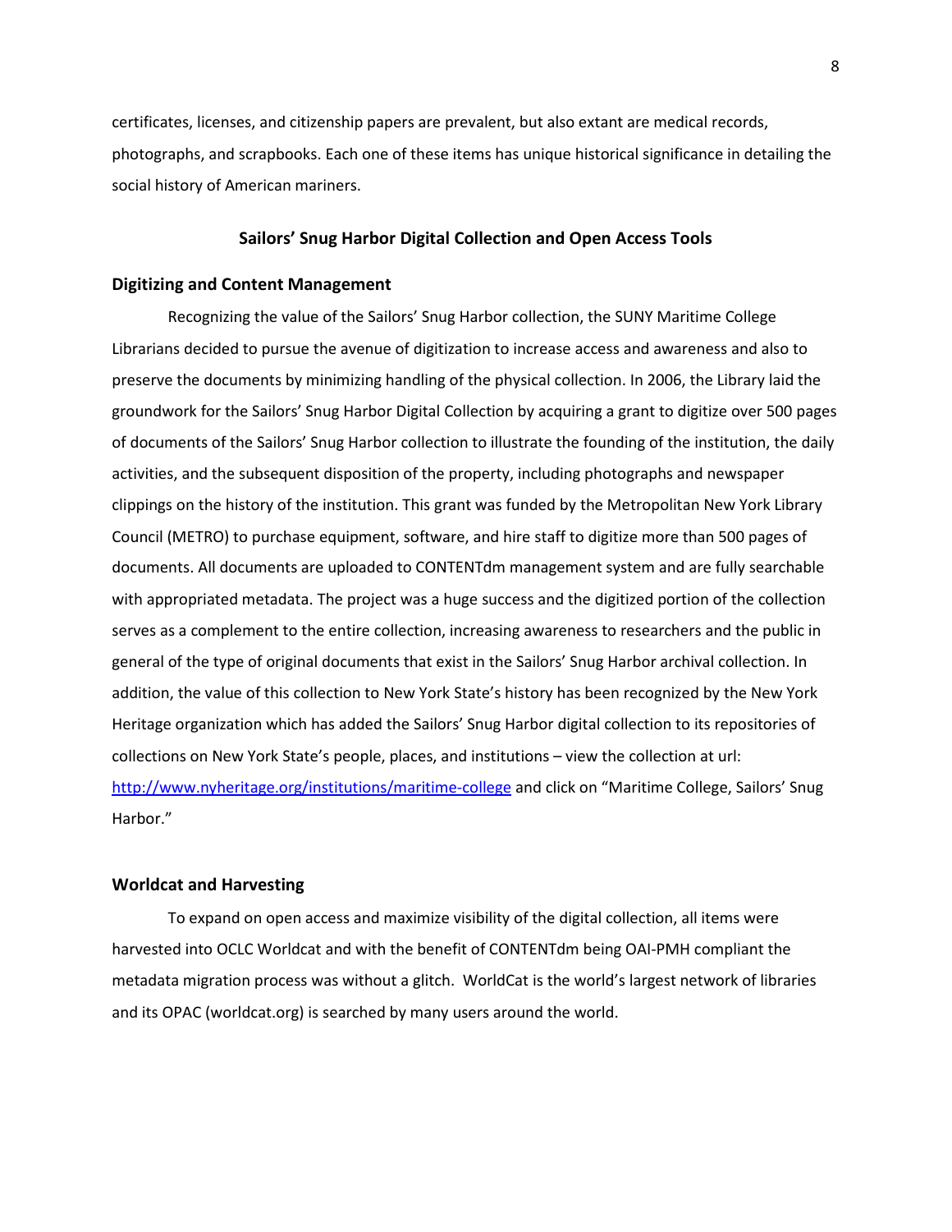certificates, licenses, and citizenship papers are prevalent, but also extant are medical records, photographs, and scrapbooks. Each one of these items has unique historical significance in detailing the social history of American mariners.

## Sailors' Snug Harbor Digital Collection and Open Access Tools

### Digitizing and Content Management

Recognizing the value of the Sailors' Snug Harbor collection, the SUNY Maritime College Librarians decided to pursue the avenue of digitization to increase access and awareness and also to preserve the documents by minimizing handling of the physical collection. In 2006, the Library laid the groundwork for the Sailors' Snug Harbor Digital Collection by acquiring a grant to digitize over 500 pages of documents of the Sailors' Snug Harbor collection to illustrate the founding of the institution, the daily activities, and the subsequent disposition of the property, including photographs and newspaper clippings on the history of the institution. This grant was funded by the Metropolitan New York Library Council (METRO) to purchase equipment, software, and hire staff to digitize more than 500 pages of documents. All documents are uploaded to CONTENTdm management system and are fully searchable with appropriated metadata. The project was a huge success and the digitized portion of the collection serves as a complement to the entire collection, increasing awareness to researchers and the public in general of the type of original documents that exist in the Sailors' Snug Harbor archival collection. In addition, the value of this collection to New York State's history has been recognized by the New York Heritage organization which has added the Sailors' Snug Harbor digital collection to its repositories of collections on New York State's people, places, and institutions – view the collection at url: [http://www.nyheritage.org/institutions/maritime-college](http://www.nyheritage.org/institutions/maritime-college) and click on "Maritime College, Sailors' Snug Harbor."

### Worldcat and Harvesting

To expand on open access and maximize visibility of the digital collection, all items were harvested into OCLC Worldcat and with the benefit of CONTENTdm being OAI-PMH compliant the metadata migration process was without a glitch. WorldCat is the world's largest network of libraries and its OPAC (worldcat.org) is searched by many users around the world.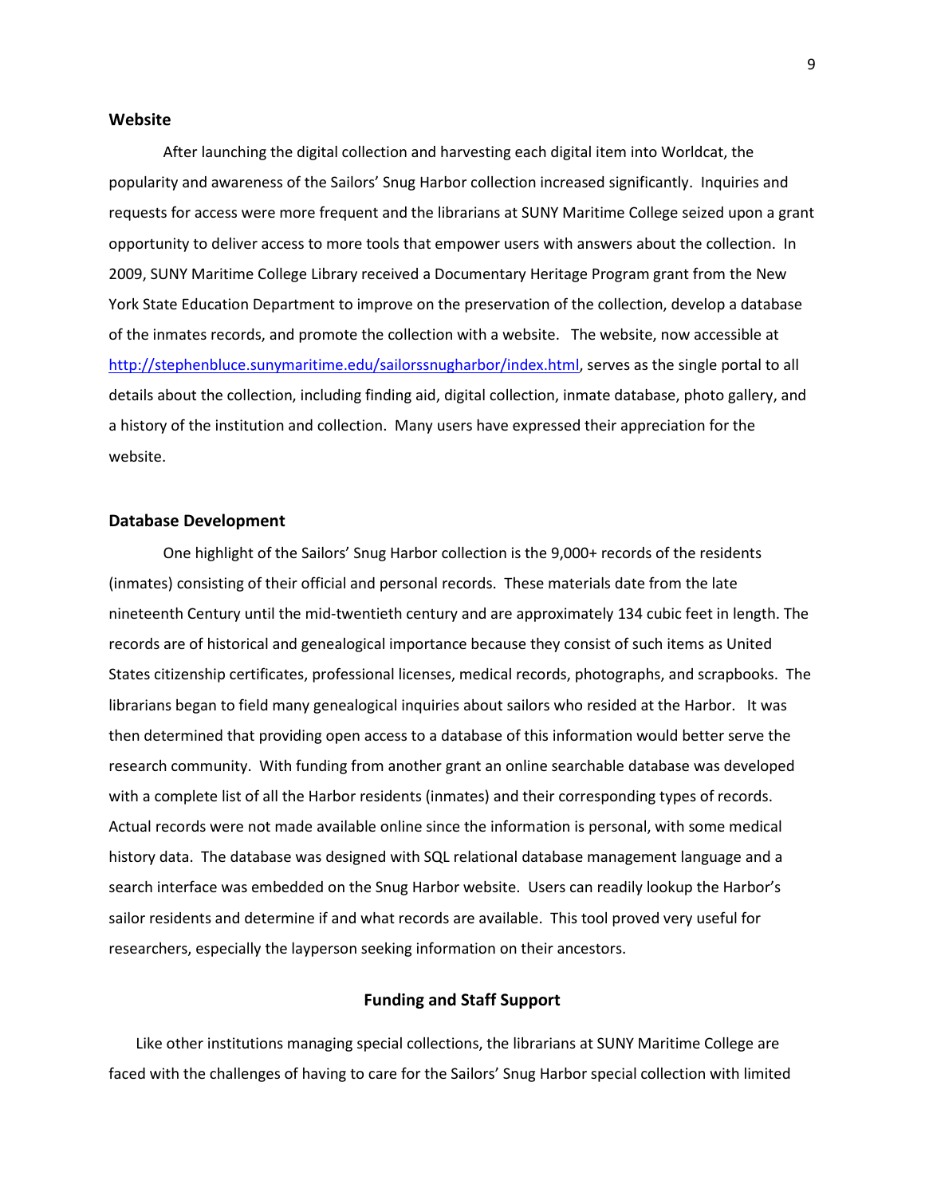### Website

After launching the digital collection and harvesting each digital item into Worldcat, the popularity and awareness of the Sailors' Snug Harbor collection increased significantly. Inquiries and requests for access were more frequent and the librarians at SUNY Maritime College seized upon a grant opportunity to deliver access to more tools that empower users with answers about the collection. In 2009, SUNY Maritime College Library received a Documentary Heritage Program grant from the New York State Education Department to improve on the preservation of the collection, develop a database of the inmates records, and promote the collection with a website. The website, now accessible at http://stephenbluce.sunymaritime.edu/sailorssnugharbor/index.html, serves as the single portal to all details about the collection, including finding aid, digital collection, inmate database, photo gallery, and a history of the institution and collection. Many users have expressed their appreciation for the website.

### Database Development

One highlight of the Sailors' Snug Harbor collection is the 9,000+ records of the residents (inmates) consisting of their official and personal records. These materials date from the late nineteenth Century until the mid-twentieth century and are approximately 134 cubic feet in length. The records are of historical and genealogical importance because they consist of such items as United States citizenship certificates, professional licenses, medical records, photographs, and scrapbooks. The librarians began to field many genealogical inquiries about sailors who resided at the Harbor. It was then determined that providing open access to a database of this information would better serve the research community. With funding from another grant an online searchable database was developed with a complete list of all the Harbor residents (inmates) and their corresponding types of records. Actual records were not made available online since the information is personal, with some medical history data. The database was designed with SQL relational database management language and a search interface was embedded on the Snug Harbor website. Users can readily lookup the Harbor's sailor residents and determine if and what records are available. This tool proved very useful for researchers, especially the layperson seeking information on their ancestors.

## Funding and Staff Support

Like other institutions managing special collections, the librarians at SUNY Maritime College are faced with the challenges of having to care for the Sailors' Snug Harbor special collection with limited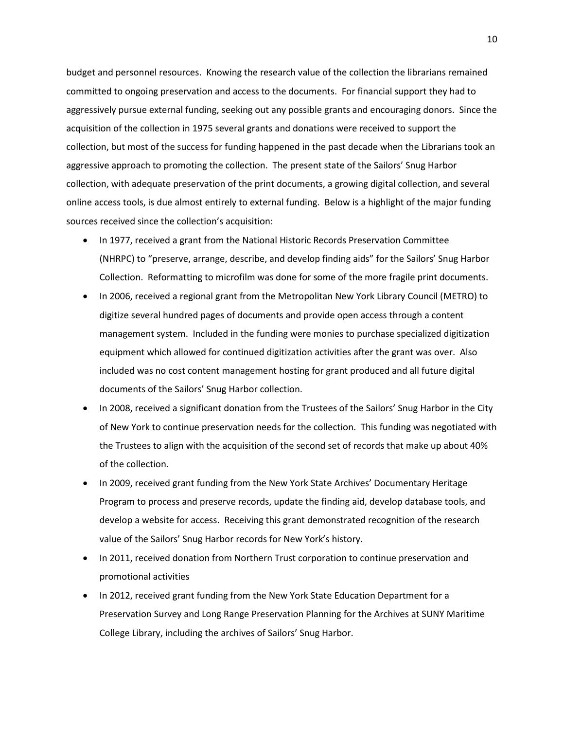budget and personnel resources. Knowing the research value of the collection the librarians remained committed to ongoing preservation and access to the documents. For financial support they had to aggressively pursue external funding, seeking out any possible grants and encouraging donors. Since the acquisition of the collection in 1975 several grants and donations were received to support the collection, but most of the success for funding happened in the past decade when the Librarians took an aggressive approach to promoting the collection. The present state of the Sailors' Snug Harbor collection, with adequate preservation of the print documents, a growing digital collection, and several online access tools, is due almost entirely to external funding. Below is a highlight of the major funding sources received since the collection's acquisition:

- In 1977, received a grant from the National Historic Records Preservation Committee (NHRPC) to "preserve, arrange, describe, and develop finding aids" for the Sailors' Snug Harbor Collection. Reformatting to microfilm was done for some of the more fragile print documents.
- In 2006, received a regional grant from the Metropolitan New York Library Council (METRO) to digitize several hundred pages of documents and provide open access through a content management system. Included in the funding were monies to purchase specialized digitization equipment which allowed for continued digitization activities after the grant was over. Also included was no cost content management hosting for grant produced and all future digital documents of the Sailors' Snug Harbor collection.
- In 2008, received a significant donation from the Trustees of the Sailors' Snug Harbor in the City of New York to continue preservation needs for the collection. This funding was negotiated with the Trustees to align with the acquisition of the second set of records that make up about 40% of the collection.
- In 2009, received grant funding from the New York State Archives' Documentary Heritage Program to process and preserve records, update the finding aid, develop database tools, and develop a website for access. Receiving this grant demonstrated recognition of the research value of the Sailors' Snug Harbor records for New York's history.
- In 2011, received donation from Northern Trust corporation to continue preservation and promotional activities
- In 2012, received grant funding from the New York State Education Department for a Preservation Survey and Long Range Preservation Planning for the Archives at SUNY Maritime College Library, including the archives of Sailors' Snug Harbor.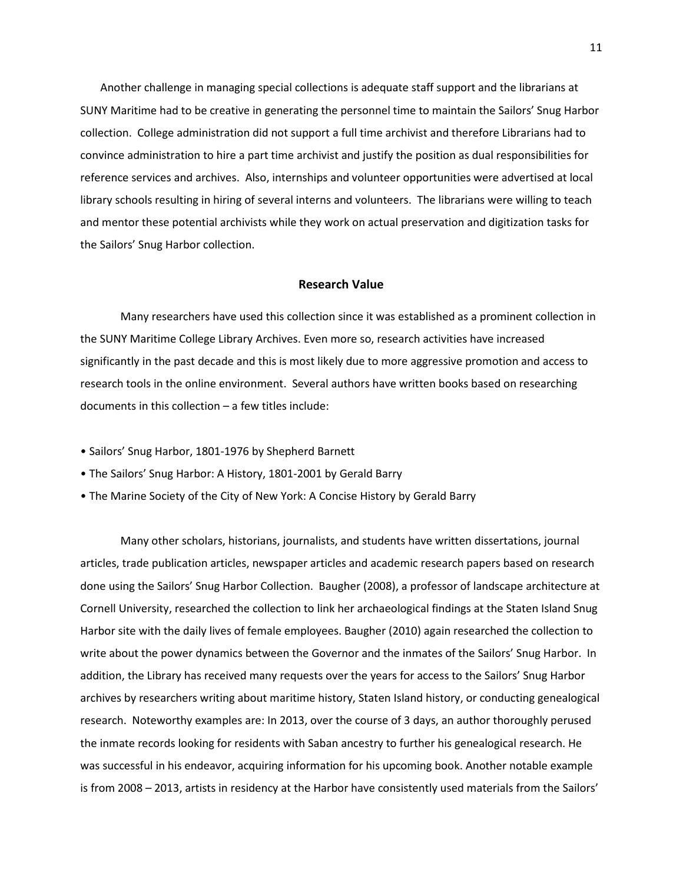Another challenge in managing special collections is adequate staff support and the librarians at SUNY Maritime had to be creative in generating the personnel time to maintain the Sailors' Snug Harbor collection. College administration did not support a full time archivist and therefore Librarians had to convince administration to hire a part time archivist and justify the position as dual responsibilities for reference services and archives. Also, internships and volunteer opportunities were advertised at local library schools resulting in hiring of several interns and volunteers. The librarians were willing to teach and mentor these potential archivists while they work on actual preservation and digitization tasks for the Sailors' Snug Harbor collection.

## Research Value

Many researchers have used this collection since it was established as a prominent collection in the SUNY Maritime College Library Archives. Even more so, research activities have increased significantly in the past decade and this is most likely due to more aggressive promotion and access to research tools in the online environment. Several authors have written books based on researching documents in this collection – a few titles include:

- Sailors' Snug Harbor, 1801-1976 by Shepherd Barnett
- The Sailors' Snug Harbor: A History, 1801-2001 by Gerald Barry
- The Marine Society of the City of New York: A Concise History by Gerald Barry

Many other scholars, historians, journalists, and students have written dissertations, journal articles, trade publication articles, newspaper articles and academic research papers based on research done using the Sailors' Snug Harbor Collection. Baugher (2008), a professor of landscape architecture at Cornell University, researched the collection to link her archaeological findings at the Staten Island Snug Harbor site with the daily lives of female employees. Baugher (2010) again researched the collection to write about the power dynamics between the Governor and the inmates of the Sailors' Snug Harbor. In addition, the Library has received many requests over the years for access to the Sailors' Snug Harbor archives by researchers writing about maritime history, Staten Island history, or conducting genealogical research. Noteworthy examples are: In 2013, over the course of 3 days, an author thoroughly perused the inmate records looking for residents with Saban ancestry to further his genealogical research. He was successful in his endeavor, acquiring information for his upcoming book. Another notable example is from 2008 – 2013, artists in residency at the Harbor have consistently used materials from the Sailors'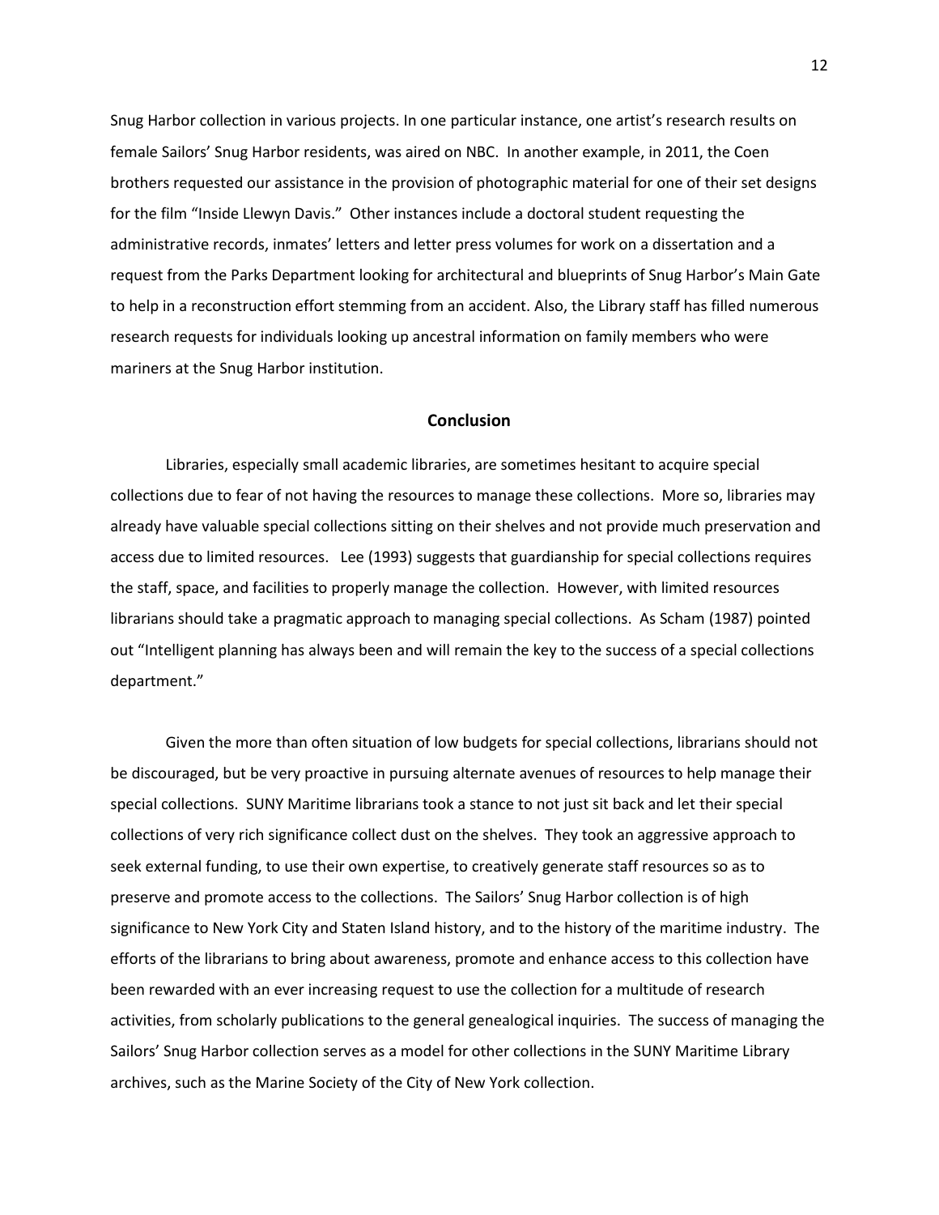Snug Harbor collection in various projects. In one particular instance, one artist's research results on female Sailors' Snug Harbor residents, was aired on NBC. In another example, in 2011, the Coen brothers requested our assistance in the provision of photographic material for one of their set designs for the film "Inside Llewyn Davis." Other instances include a doctoral student requesting the administrative records, inmates' letters and letter press volumes for work on a dissertation and a request from the Parks Department looking for architectural and blueprints of Snug Harbor's Main Gate to help in a reconstruction effort stemming from an accident. Also, the Library staff has filled numerous research requests for individuals looking up ancestral information on family members who were mariners at the Snug Harbor institution.

## Conclusion

Libraries, especially small academic libraries, are sometimes hesitant to acquire special collections due to fear of not having the resources to manage these collections. More so, libraries may already have valuable special collections sitting on their shelves and not provide much preservation and access due to limited resources. Lee (1993) suggests that guardianship for special collections requires the staff, space, and facilities to properly manage the collection. However, with limited resources librarians should take a pragmatic approach to managing special collections. As Scham (1987) pointed out "Intelligent planning has always been and will remain the key to the success of a special collections department."

Given the more than often situation of low budgets for special collections, librarians should not be discouraged, but be very proactive in pursuing alternate avenues of resources to help manage their special collections. SUNY Maritime librarians took a stance to not just sit back and let their special collections of very rich significance collect dust on the shelves. They took an aggressive approach to seek external funding, to use their own expertise, to creatively generate staff resources so as to preserve and promote access to the collections. The Sailors' Snug Harbor collection is of high significance to New York City and Staten Island history, and to the history of the maritime industry. The efforts of the librarians to bring about awareness, promote and enhance access to this collection have been rewarded with an ever increasing request to use the collection for a multitude of research activities, from scholarly publications to the general genealogical inquiries. The success of managing the Sailors' Snug Harbor collection serves as a model for other collections in the SUNY Maritime Library archives, such as the Marine Society of the City of New York collection.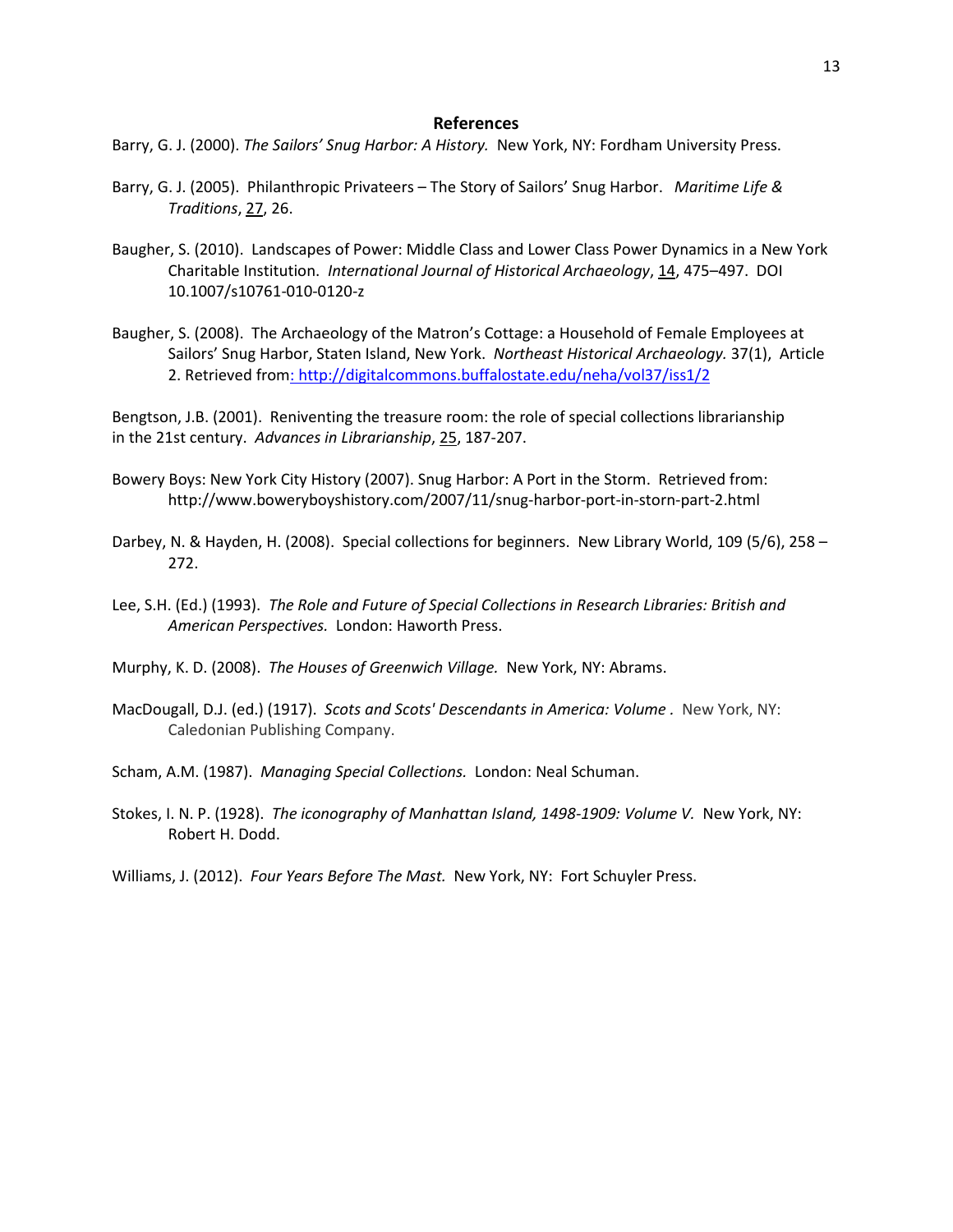## References

Barry, G. J. (2000). *The Sailors' Snug Harbor: A History.* New York, NY: Fordham University Press.

Barry, G. J. (2005). Philanthropic Privateers – The Story of Sailors' Snug Harbor. *Maritime Life & Traditions*, 27, 26.

Baugher, S. (2010). Landscapes of Power: Middle Class and Lower Class Power Dynamics in a New York Charitable Institution. *International Journal of Historical Archaeology*, 14, 475–497. DOI 10.1007/s10761-010-0120-z

Baugher, S. (2008). The Archaeology of the Matron's Cottage: a Household of Female Employees at Sailors' Snug Harbor, Staten Island, New York. *Northeast Historical Archaeology.* 37(1), Article 2. Retrieved from: http://digitalcommons.buffalostate.edu/neha/vol37/iss1/2

Bengtson, J.B. (2001). Reinventing the treasure room: the role of special collections librarianship in the 21st century. *Advances in Librarianship*, 25, 187-207.

Bowery Boys: New York City History (2007). Snug Harbor: A Port in the Storm. Retrieved from: http://www.boweryboyshistory.com/2007/11/snug-harbor-port-in-storn-part-2.html

Darbey, N. & Hayden, H. (2008). Special collections for beginners. New Library World, 109 (5/6), 258 – 272.

Lee, S.H. (Ed.) (1993). *The Role and Future of Special Collections in Research Libraries: British and American Perspectives.* London: Haworth Press.

Murphy, K. D. (2008). *The Houses of Greenwich Village.* New York, NY: Abrams.

MacDougall, D.J. (ed.) (1917). *Scots and Scots' Descendants in America: Volume .* New York, NY: Caledonian Publishing Company.

Scham, A.M. (1987). *Managing Special Collections.* London: Neal Schuman.

Stokes, I. N. P. (1928). *The iconography of Manhattan Island, 1498-1909: Volume V.* New York, NY: Robert H. Dodd.

Williams, J. (2012). *Four Years Before The Mast.* New York, NY: Fort Schuyler Press.